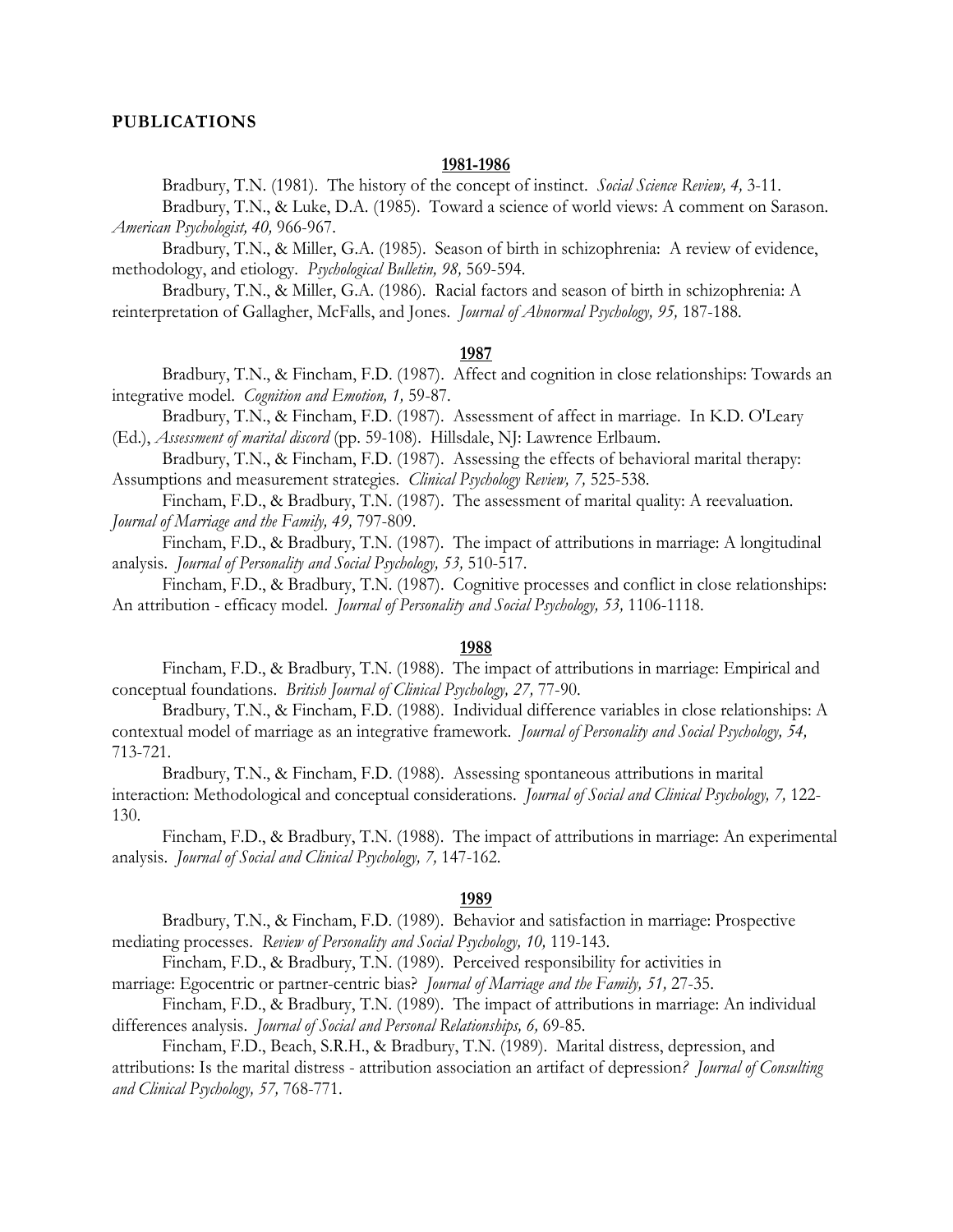## PUBLICATIONS

### 1981-1986

Bradbury, T.N. (1981). The history of the concept of instinct. *Social Science Review, 4,* 3-11.

Bradbury, T.N., & Luke, D.A. (1985). Toward a science of world views: A comment on Sarason. *American Psychologist, 40,* 966-967.

Bradbury, T.N., & Miller, G.A. (1985). Season of birth in schizophrenia: A review of evidence, methodology, and etiology. *Psychological Bulletin, 98,* 569-594.

Bradbury, T.N., & Miller, G.A. (1986). Racial factors and season of birth in schizophrenia: A reinterpretation of Gallagher, McFalls, and Jones. *Journal of Abnormal Psychology, 95,* 187-188.

### 1987

Bradbury, T.N., & Fincham, F.D. (1987). Affect and cognition in close relationships: Towards an integrative model. *Cognition and Emotion, 1,* 59-87.

Bradbury, T.N., & Fincham, F.D. (1987). Assessment of affect in marriage. In K.D. O'Leary (Ed.), *Assessment of marital discord* (pp. 59-108). Hillsdale, NJ: Lawrence Erlbaum.

Bradbury, T.N., & Fincham, F.D. (1987). Assessing the effects of behavioral marital therapy: Assumptions and measurement strategies. *Clinical Psychology Review, 7,* 525-538.

Fincham, F.D., & Bradbury, T.N. (1987). The assessment of marital quality: A reevaluation. *Journal of Marriage and the Family, 49,* 797-809.

Fincham, F.D., & Bradbury, T.N. (1987). The impact of attributions in marriage: A longitudinal analysis. *Journal of Personality and Social Psychology, 53,* 510-517.

Fincham, F.D., & Bradbury, T.N. (1987). Cognitive processes and conflict in close relationships: An attribution - efficacy model. *Journal of Personality and Social Psychology, 53,* 1106-1118.

### 1988

Fincham, F.D., & Bradbury, T.N. (1988). The impact of attributions in marriage: Empirical and conceptual foundations. *British Journal of Clinical Psychology, 27,* 77-90.

Bradbury, T.N., & Fincham, F.D. (1988). Individual difference variables in close relationships: A contextual model of marriage as an integrative framework. *Journal of Personality and Social Psychology, 54,* 713-721.

Bradbury, T.N., & Fincham, F.D. (1988). Assessing spontaneous attributions in marital interaction: Methodological and conceptual considerations. *Journal of Social and Clinical Psychology, 7,* 122-130.

Fincham, F.D., & Bradbury, T.N. (1988). The impact of attributions in marriage: An experimental analysis. *Journal of Social and Clinical Psychology, 7,* 147-162.

### 1989

Bradbury, T.N., & Fincham, F.D. (1989). Behavior and satisfaction in marriage: Prospective mediating processes. *Review of Personality and Social Psychology, 10,* 119-143.

Fincham, F.D., & Bradbury, T.N. (1989). Perceived responsibility for activities in marriage: Egocentric or partner-centric bias? *Journal of Marriage and the Family, 51,* 27-35.

Fincham, F.D., & Bradbury, T.N. (1989). The impact of attributions in marriage: An individual differences analysis. *Journal of Social and Personal Relationships, 6,* 69-85.

Fincham, F.D., Beach, S.R.H., & Bradbury, T.N. (1989). Marital distress, depression, and attributions: Is the marital distress - attribution association an artifact of depression? *Journal of Consulting and Clinical Psychology, 57,* 768-771.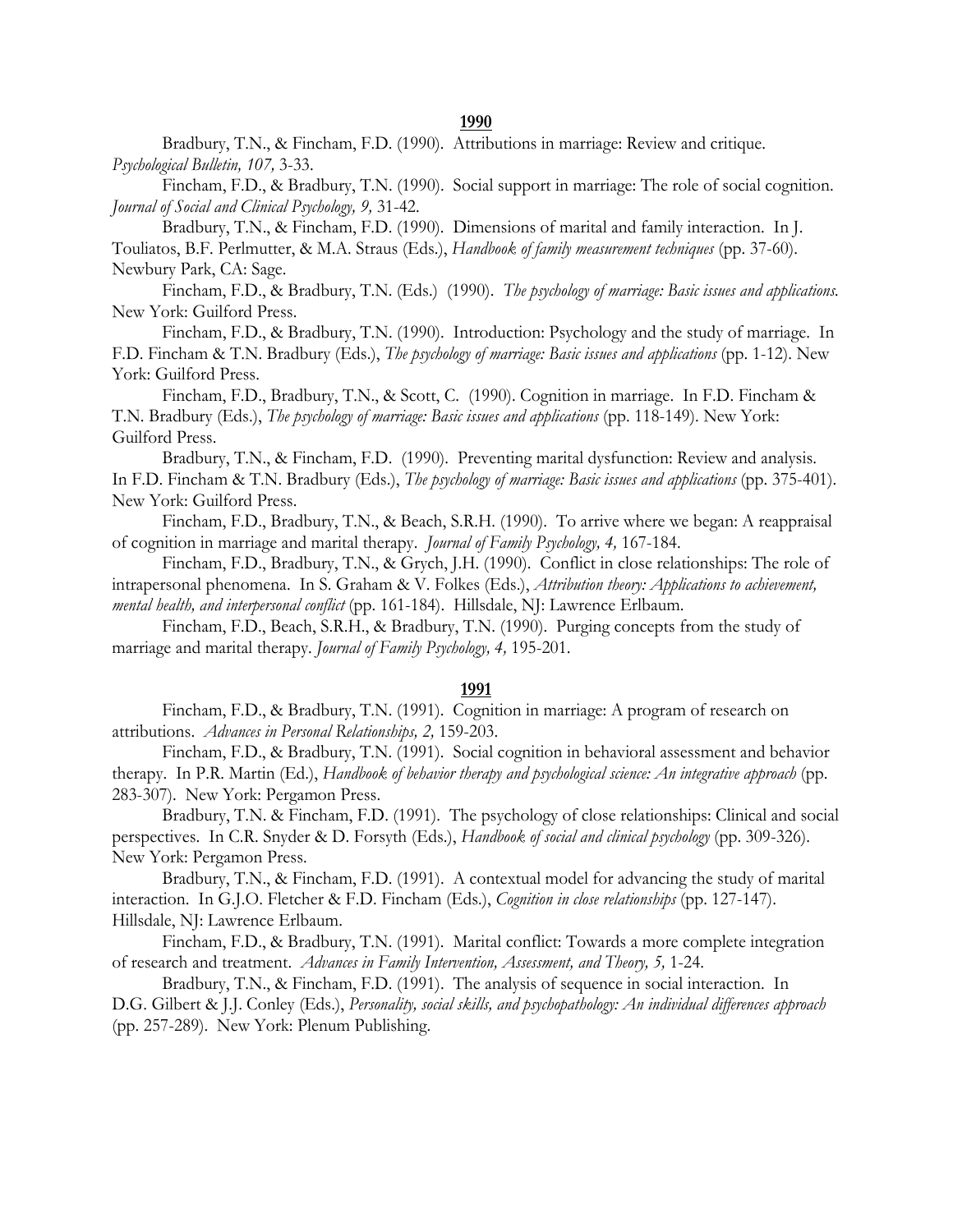**1990**

Bradbury, T.N., & Fincham, F.D. (1990). Attributions in marriage: Review and critique. *Psychological Bulletin, 107,* 3-33.

Fincham, F.D., & Bradbury, T.N. (1990). Social support in marriage: The role of social cognition. *Journal of Social and Clinical Psychology, 9,* 31-42.

Bradbury, T.N., & Fincham, F.D. (1990). Dimensions of marital and family interaction. In J. Touliatos, B.F. Perlmutter, & M.A. Straus (Eds.), *Handbook of family measurement techniques* (pp. 37-60). Newbury Park, CA: Sage.

Fincham, F.D., & Bradbury, T.N. (Eds.) (1990). *The psychology of marriage: Basic issues and applications.* New York: Guilford Press.

Fincham, F.D., & Bradbury, T.N. (1990). Introduction: Psychology and the study of marriage. In F.D. Fincham & T.N. Bradbury (Eds.), *The psychology of marriage: Basic issues and applications* (pp. 1-12). New York: Guilford Press.

Fincham, F.D., Bradbury, T.N., & Scott, C. (1990). Cognition in marriage. In F.D. Fincham & T.N. Bradbury (Eds.), *The psychology of marriage: Basic issues and applications* (pp. 118-149). New York: Guilford Press.

Bradbury, T.N., & Fincham, F.D. (1990). Preventing marital dysfunction: Review and analysis. In F.D. Fincham & T.N. Bradbury (Eds.), *The psychology of marriage: Basic issues and applications* (pp. 375-401). New York: Guilford Press.

Fincham, F.D., Bradbury, T.N., & Beach, S.R.H. (1990). To arrive where we began: A reappraisal of cognition in marriage and marital therapy. *Journal of Family Psychology, 4,* 167-184.

Fincham, F.D., Bradbury, T.N., & Grych, J.H. (1990). Conflict in close relationships: The role of intrapersonal phenomena. In S. Graham & V. Folkes (Eds.), *Attribution theory: Applications to achievement, mental health, and interpersonal conflict* (pp. 161-184). Hillsdale, NJ: Lawrence Erlbaum.

Fincham, F.D., Beach, S.R.H., & Bradbury, T.N. (1990). Purging concepts from the study of marriage and marital therapy. *Journal of Family Psychology, 4,* 195-201.

**1991**

Fincham, F.D., & Bradbury, T.N. (1991). Cognition in marriage: A program of research on attributions. *Advances in Personal Relationships, 2,* 159-203.

Fincham, F.D., & Bradbury, T.N. (1991). Social cognition in behavioral assessment and behavior therapy. In P.R. Martin (Ed.), *Handbook of behavior therapy and psychological science: An integrative approach* (pp. 283-307). New York: Pergamon Press.

Bradbury, T.N. & Fincham, F.D. (1991). The psychology of close relationships: Clinical and social perspectives. In C.R. Snyder & D. Forsyth (Eds.), *Handbook of social and clinical psychology* (pp. 309-326). New York: Pergamon Press.

Bradbury, T.N., & Fincham, F.D. (1991). A contextual model for advancing the study of marital interaction. In G.J.O. Fletcher & F.D. Fincham (Eds.), *Cognition in close relationships* (pp. 127-147). Hillsdale, NJ: Lawrence Erlbaum.

Fincham, F.D., & Bradbury, T.N. (1991). Marital conflict: Towards a more complete integration of research and treatment. *Advances in Family Intervention, Assessment, and Theory, 5,* 1-24.

Bradbury, T.N., & Fincham, F.D. (1991). The analysis of sequence in social interaction. In D.G. Gilbert & J.J. Conley (Eds.), *Personality, social skills, and psychopathology: An individual differences approach* (pp. 257-289). New York: Plenum Publishing.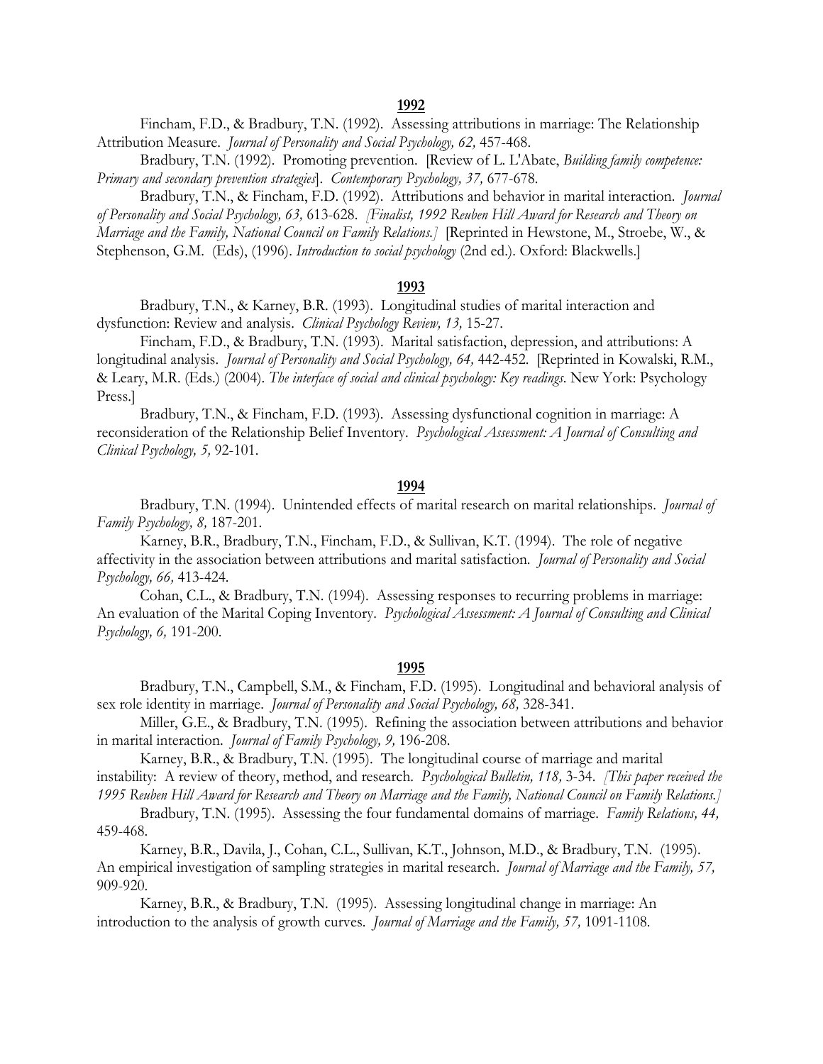**1992**

Fincham, F.D., & Bradbury, T.N. (1992). Assessing attributions in marriage: The Relationship Attribution Measure. *Journal of Personality and Social Psychology, 62,* 457-468.

Bradbury, T.N. (1992). Promoting prevention. [Review of L. L'Abate, *Building family competence: Primary and secondary prevention strategies*]. *Contemporary Psychology, 37,* 677-678.

Bradbury, T.N., & Fincham, F.D. (1992). Attributions and behavior in marital interaction. *Journal of Personality and Social Psychology, 63,* 613-628. *[Finalist, 1992 Reuben Hill Award for Research and Theory on Marriage and the Family, National Council on Family Relations.]* [Reprinted in Hewstone, M., Stroebe, W., & Stephenson, G.M. (Eds), (1996). *Introduction to social psychology* (2nd ed.). Oxford: Blackwells.]

**1993**

Bradbury, T.N., & Karney, B.R. (1993). Longitudinal studies of marital interaction and dysfunction: Review and analysis. *Clinical Psychology Review, 13,* 15-27.

Fincham, F.D., & Bradbury, T.N. (1993). Marital satisfaction, depression, and attributions: A longitudinal analysis. *Journal of Personality and Social Psychology, 64,* 442-452. [Reprinted in Kowalski, R.M., & Leary, M.R. (Eds.) (2004). *The interface of social and clinical psychology: Key readings*. New York: Psychology Press.]

Bradbury, T.N., & Fincham, F.D. (1993). Assessing dysfunctional cognition in marriage: A reconsideration of the Relationship Belief Inventory. *Psychological Assessment: A Journal of Consulting and Clinical Psychology, 5,* 92-101.

**1994**

Bradbury, T.N. (1994). Unintended effects of marital research on marital relationships. *Journal of Family Psychology, 8,* 187-201.

Karney, B.R., Bradbury, T.N., Fincham, F.D., & Sullivan, K.T. (1994). The role of negative affectivity in the association between attributions and marital satisfaction. *Journal of Personality and Social Psychology, 66,* 413-424.

Cohan, C.L., & Bradbury, T.N. (1994). Assessing responses to recurring problems in marriage: An evaluation of the Marital Coping Inventory. *Psychological Assessment: A Journal of Consulting and Clinical Psychology, 6,* 191-200.

**1995**

Bradbury, T.N., Campbell, S.M., & Fincham, F.D. (1995). Longitudinal and behavioral analysis of sex role identity in marriage. *Journal of Personality and Social Psychology, 68,* 328-341.

Miller, G.E., & Bradbury, T.N. (1995). Refining the association between attributions and behavior in marital interaction. *Journal of Family Psychology, 9,* 196-208.

Karney, B.R., & Bradbury, T.N. (1995). The longitudinal course of marriage and marital instability: A review of theory, method, and research. *Psychological Bulletin, 118,* 3-34. *[This paper received the 1995 Reuben Hill Award for Research and Theory on Marriage and the Family, National Council on Family Relations.]*

Bradbury, T.N. (1995). Assessing the four fundamental domains of marriage. *Family Relations, 44,* 459-468.

Karney, B.R., Davila, J., Cohan, C.L., Sullivan, K.T., Johnson, M.D., & Bradbury, T.N. (1995). An empirical investigation of sampling strategies in marital research. *Journal of Marriage and the Family, 57,* 909-920.

Karney, B.R., & Bradbury, T.N. (1995). Assessing longitudinal change in marriage: An introduction to the analysis of growth curves. *Journal of Marriage and the Family, 57,* 1091-1108.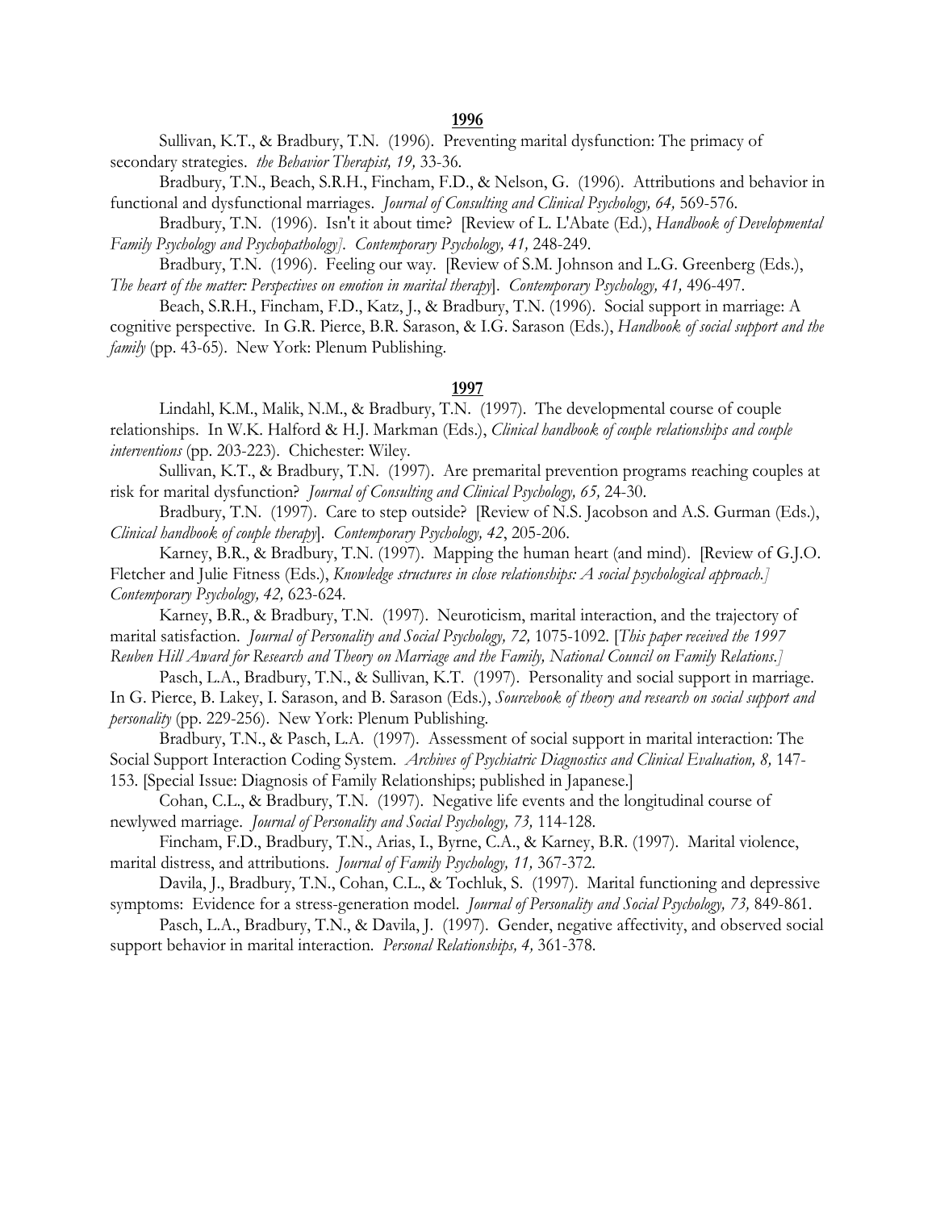**1996**

Sullivan, K.T., & Bradbury, T.N. (1996). Preventing marital dysfunction: The primacy of secondary strategies. *the Behavior Therapist, 19,* 33-36.

Bradbury, T.N., Beach, S.R.H., Fincham, F.D., & Nelson, G. (1996). Attributions and behavior in functional and dysfunctional marriages. *Journal of Consulting and Clinical Psychology, 64,* 569-576.

Bradbury, T.N. (1996). Isn't it about time? [Review of L. L'Abate (Ed.), *Handbook of Developmental Family Psychology and Psychopathology]. Contemporary Psychology, 41,* 248-249.

Bradbury, T.N. (1996). Feeling our way. [Review of S.M. Johnson and L.G. Greenberg (Eds.), *The heart of the matter: Perspectives on emotion in marital therapy*]. *Contemporary Psychology, 41,* 496-497.

Beach, S.R.H., Fincham, F.D., Katz, J., & Bradbury, T.N. (1996). Social support in marriage: A cognitive perspective. In G.R. Pierce, B.R. Sarason, & I.G. Sarason (Eds.), *Handbook of social support and the family* (pp. 43-65). New York: Plenum Publishing.

**1997**

Lindahl, K.M., Malik, N.M., & Bradbury, T.N. (1997). The developmental course of couple relationships. In W.K. Halford & H.J. Markman (Eds.), *Clinical handbook of couple relationships and couple interventions* (pp. 203-223). Chichester: Wiley.

Sullivan, K.T., & Bradbury, T.N. (1997). Are premarital prevention programs reaching couples at risk for marital dysfunction? *Journal of Consulting and Clinical Psychology, 65,* 24-30.

Bradbury, T.N. (1997). Care to step outside? [Review of N.S. Jacobson and A.S. Gurman (Eds.), *Clinical handbook of couple therapy*]. *Contemporary Psychology, 42*, 205-206.

Karney, B.R., & Bradbury, T.N. (1997). Mapping the human heart (and mind). [Review of G.J.O. Fletcher and Julie Fitness (Eds.), *Knowledge structures in close relationships: A social psychological approach.] Contemporary Psychology, 42,* 623-624.

Karney, B.R., & Bradbury, T.N. (1997). Neuroticism, marital interaction, and the trajectory of marital satisfaction. *Journal of Personality and Social Psychology, 72,* 1075-1092. [*This paper received the 1997 Reuben Hill Award for Research and Theory on Marriage and the Family, National Council on Family Relations.]*

Pasch, L.A., Bradbury, T.N., & Sullivan, K.T. (1997). Personality and social support in marriage. In G. Pierce, B. Lakey, I. Sarason, and B. Sarason (Eds.), *Sourcebook of theory and research on social support and personality* (pp. 229-256). New York: Plenum Publishing.

Bradbury, T.N., & Pasch, L.A. (1997). Assessment of social support in marital interaction: The Social Support Interaction Coding System. *Archives of Psychiatric Diagnostics and Clinical Evaluation, 8,* 147-153. [Special Issue: Diagnosis of Family Relationships; published in Japanese.]

Cohan, C.L., & Bradbury, T.N. (1997). Negative life events and the longitudinal course of newlywed marriage. *Journal of Personality and Social Psychology, 73,* 114-128.

Fincham, F.D., Bradbury, T.N., Arias, I., Byrne, C.A., & Karney, B.R. (1997). Marital violence, marital distress, and attributions. *Journal of Family Psychology, 11,* 367-372.

Davila, J., Bradbury, T.N., Cohan, C.L., & Tochluk, S. (1997). Marital functioning and depressive symptoms: Evidence for a stress-generation model. *Journal of Personality and Social Psychology, 73,* 849-861.

Pasch, L.A., Bradbury, T.N., & Davila, J. (1997). Gender, negative affectivity, and observed social support behavior in marital interaction. *Personal Relationships, 4,* 361-378.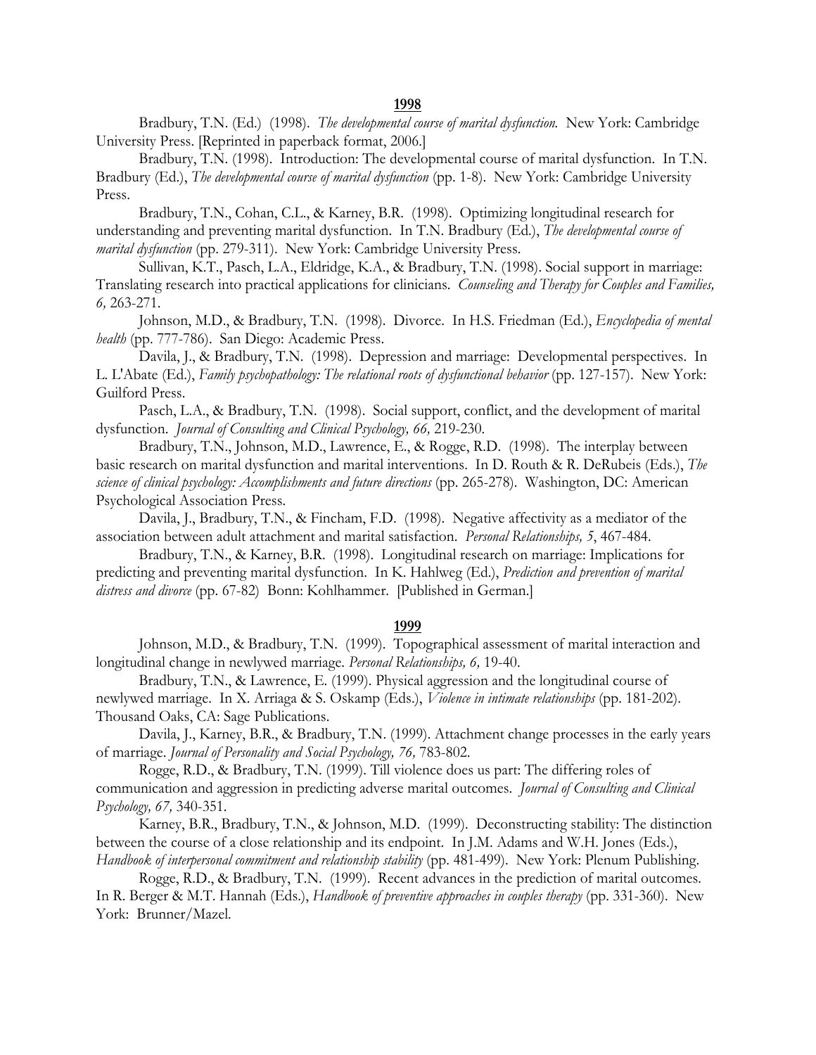**1998**

Bradbury, T.N. (Ed.) (1998). *The developmental course of marital dysfunction.* New York: Cambridge University Press. [Reprinted in paperback format, 2006.]

Bradbury, T.N. (1998). Introduction: The developmental course of marital dysfunction. In T.N. Bradbury (Ed.), *The developmental course of marital dysfunction* (pp. 1-8). New York: Cambridge University Press.

Bradbury, T.N., Cohan, C.L., & Karney, B.R. (1998). Optimizing longitudinal research for understanding and preventing marital dysfunction. In T.N. Bradbury (Ed.), *The developmental course of marital dysfunction* (pp. 279-311). New York: Cambridge University Press.

Sullivan, K.T., Pasch, L.A., Eldridge, K.A., & Bradbury, T.N. (1998). Social support in marriage: Translating research into practical applications for clinicians. *Counseling and Therapy for Couples and Families, 6,* 263-271.

Johnson, M.D., & Bradbury, T.N. (1998). Divorce. In H.S. Friedman (Ed.), *Encyclopedia of mental health* (pp. 777-786). San Diego: Academic Press.

Davila, J., & Bradbury, T.N. (1998). Depression and marriage: Developmental perspectives. In L. L'Abate (Ed.), *Family psychopathology: The relational roots of dysfunctional behavior* (pp. 127-157). New York: Guilford Press.

Pasch, L.A., & Bradbury, T.N. (1998). Social support, conflict, and the development of marital dysfunction. *Journal of Consulting and Clinical Psychology, 66,* 219-230.

Bradbury, T.N., Johnson, M.D., Lawrence, E., & Rogge, R.D. (1998). The interplay between basic research on marital dysfunction and marital interventions. In D. Routh & R. DeRubeis (Eds.), *The science of clinical psychology: Accomplishments and future directions* (pp. 265-278). Washington, DC: American Psychological Association Press.

Davila, J., Bradbury, T.N., & Fincham, F.D. (1998). Negative affectivity as a mediator of the association between adult attachment and marital satisfaction. *Personal Relationships, 5*, 467-484.

Bradbury, T.N., & Karney, B.R. (1998). Longitudinal research on marriage: Implications for predicting and preventing marital dysfunction. In K. Hahlweg (Ed.), *Prediction and prevention of marital distress and divorce* (pp. 67-82) Bonn: Kohlhammer. [Published in German.]

**1999**

Johnson, M.D., & Bradbury, T.N. (1999). Topographical assessment of marital interaction and longitudinal change in newlywed marriage. *Personal Relationships, 6,* 19-40.

Bradbury, T.N., & Lawrence, E. (1999). Physical aggression and the longitudinal course of newlywed marriage. In X. Arriaga & S. Oskamp (Eds.), *Violence in intimate relationships* (pp. 181-202). Thousand Oaks, CA: Sage Publications.

Davila, J., Karney, B.R., & Bradbury, T.N. (1999). Attachment change processes in the early years of marriage. *Journal of Personality and Social Psychology, 76,* 783-802.

Rogge, R.D., & Bradbury, T.N. (1999). Till violence does us part: The differing roles of communication and aggression in predicting adverse marital outcomes. *Journal of Consulting and Clinical Psychology, 67,* 340-351.

Karney, B.R., Bradbury, T.N., & Johnson, M.D. (1999). Deconstructing stability: The distinction between the course of a close relationship and its endpoint. In J.M. Adams and W.H. Jones (Eds.), *Handbook of interpersonal commitment and relationship stability* (pp. 481-499). New York: Plenum Publishing.

Rogge, R.D., & Bradbury, T.N. (1999). Recent advances in the prediction of marital outcomes. In R. Berger & M.T. Hannah (Eds.), *Handbook of preventive approaches in couples therapy* (pp. 331-360). New York: Brunner/Mazel.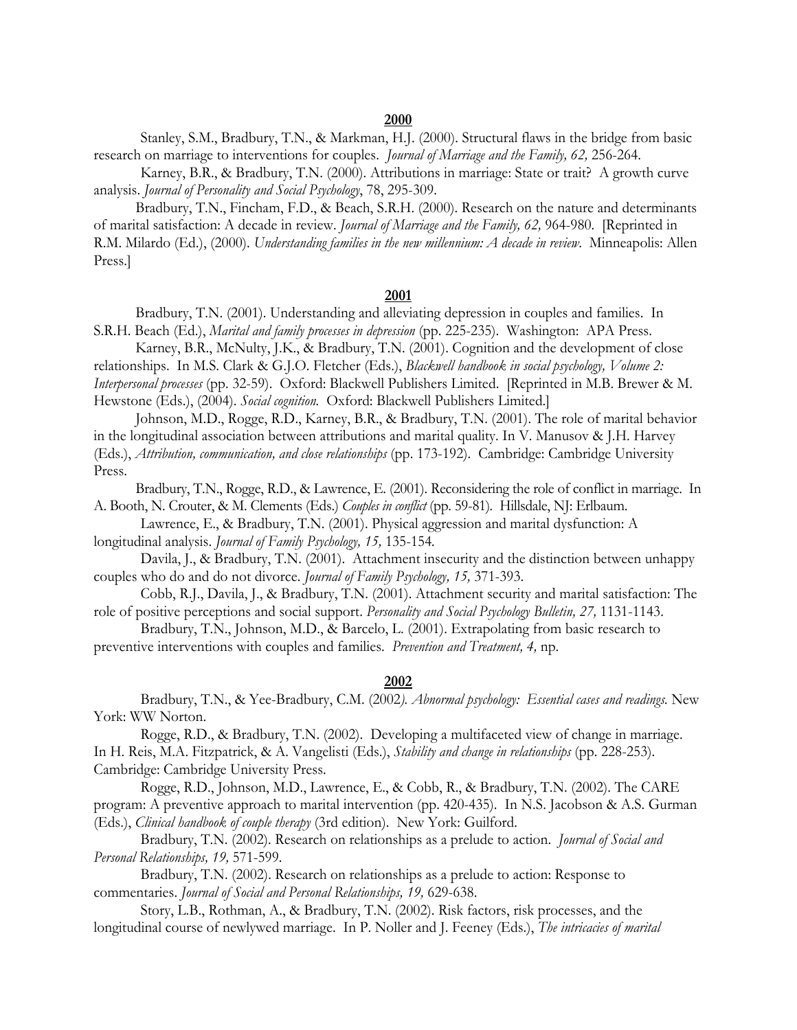**2000**

Stanley, S.M., Bradbury, T.N., & Markman, H.J. (2000). Structural flaws in the bridge from basic research on marriage to interventions for couples. *Journal of Marriage and the Family, 62,* 256-264.

Karney, B.R., & Bradbury, T.N. (2000). Attributions in marriage: State or trait? A growth curve analysis. *Journal of Personality and Social Psychology*, 78, 295-309.

Bradbury, T.N., Fincham, F.D., & Beach, S.R.H. (2000). Research on the nature and determinants of marital satisfaction: A decade in review. *Journal of Marriage and the Family, 62,* 964-980. [Reprinted in R.M. Milardo (Ed.), (2000). *Understanding families in the new millennium: A decade in review.* Minneapolis: Allen Press.]

**2001**

Bradbury, T.N. (2001). Understanding and alleviating depression in couples and families. In S.R.H. Beach (Ed.), *Marital and family processes in depression* (pp. 225-235). Washington: APA Press.

Karney, B.R., McNulty, J.K., & Bradbury, T.N. (2001). Cognition and the development of close relationships. In M.S. Clark & G.J.O. Fletcher (Eds.), *Blackwell handbook in social psychology, Volume 2: Interpersonal processes* (pp. 32-59). Oxford: Blackwell Publishers Limited. [Reprinted in M.B. Brewer & M. Hewstone (Eds.), (2004). *Social cognition.* Oxford: Blackwell Publishers Limited.]

Johnson, M.D., Rogge, R.D., Karney, B.R., & Bradbury, T.N. (2001). The role of marital behavior in the longitudinal association between attributions and marital quality. In V. Manusov & J.H. Harvey (Eds.), *Attribution, communication, and close relationships* (pp. 173-192). Cambridge: Cambridge University Press.

Bradbury, T.N., Rogge, R.D., & Lawrence, E. (2001). Reconsidering the role of conflict in marriage. In A. Booth, N. Crouter, & M. Clements (Eds.) *Couples in conflict* (pp. 59-81). Hillsdale, NJ: Erlbaum.

Lawrence, E., & Bradbury, T.N. (2001). Physical aggression and marital dysfunction: A longitudinal analysis. *Journal of Family Psychology, 15,* 135-154.

Davila, J., & Bradbury, T.N. (2001). Attachment insecurity and the distinction between unhappy couples who do and do not divorce. *Journal of Family Psychology, 15,* 371-393.

Cobb, R.J., Davila, J., & Bradbury, T.N. (2001). Attachment security and marital satisfaction: The role of positive perceptions and social support. *Personality and Social Psychology Bulletin, 27,* 1131-1143.

Bradbury, T.N., Johnson, M.D., & Barcelo, L. (2001). Extrapolating from basic research to preventive interventions with couples and families. *Prevention and Treatment, 4,* np.

**2002**

Bradbury, T.N., & Yee-Bradbury, C.M. (2002*). Abnormal psychology: Essential cases and readings.* New York: WW Norton.

Rogge, R.D., & Bradbury, T.N. (2002). Developing a multifaceted view of change in marriage. In H. Reis, M.A. Fitzpatrick, & A. Vangelisti (Eds.), *Stability and change in relationships* (pp. 228-253). Cambridge: Cambridge University Press.

Rogge, R.D., Johnson, M.D., Lawrence, E., & Cobb, R., & Bradbury, T.N. (2002). The CARE program: A preventive approach to marital intervention (pp. 420-435). In N.S. Jacobson & A.S. Gurman (Eds.), *Clinical handbook of couple therapy* (3rd edition). New York: Guilford.

Bradbury, T.N. (2002). Research on relationships as a prelude to action. *Journal of Social and Personal Relationships, 19,* 571-599.

Bradbury, T.N. (2002). Research on relationships as a prelude to action: Response to commentaries. *Journal of Social and Personal Relationships, 19,* 629-638.

Story, L.B., Rothman, A., & Bradbury, T.N. (2002). Risk factors, risk processes, and the longitudinal course of newlywed marriage. In P. Noller and J. Feeney (Eds.), *The intricacies of marital*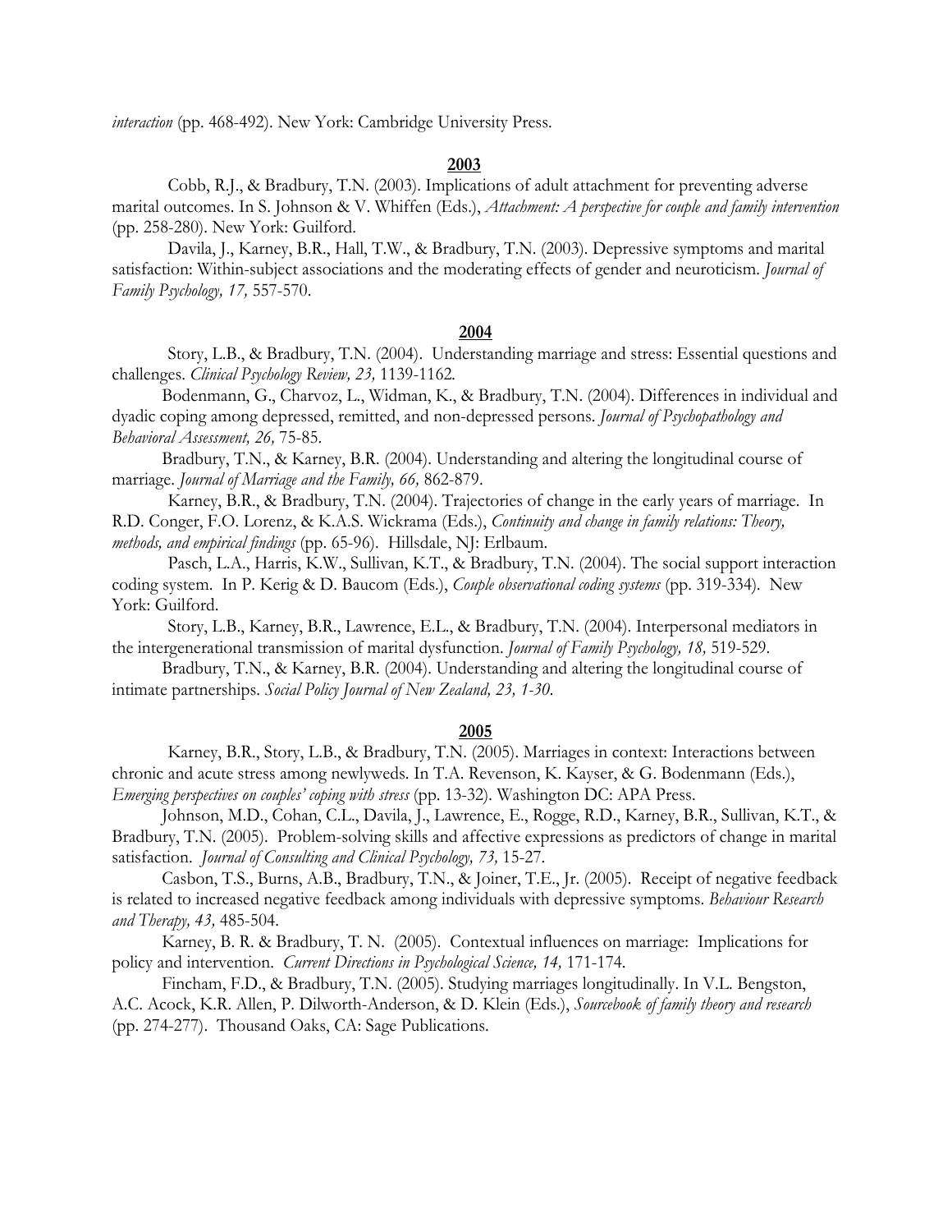*interaction* (pp. 468-492). New York: Cambridge University Press.

**2003**

Cobb, R.J., & Bradbury, T.N. (2003). Implications of adult attachment for preventing adverse marital outcomes. In S. Johnson & V. Whiffen (Eds.), *Attachment: A perspective for couple and family intervention* (pp. 258-280). New York: Guilford.

Davila, J., Karney, B.R., Hall, T.W., & Bradbury, T.N. (2003). Depressive symptoms and marital satisfaction: Within-subject associations and the moderating effects of gender and neuroticism. *Journal of Family Psychology, 17,* 557-570.

**2004**

Story, L.B., & Bradbury, T.N. (2004). Understanding marriage and stress: Essential questions and challenges. *Clinical Psychology Review, 23,* 1139-1162.

Bodenmann, G., Charvoz, L., Widman, K., & Bradbury, T.N. (2004). Differences in individual and dyadic coping among depressed, remitted, and non-depressed persons. *Journal of Psychopathology and Behavioral Assessment, 26,* 75-85.

Bradbury, T.N., & Karney, B.R. (2004). Understanding and altering the longitudinal course of marriage. *Journal of Marriage and the Family, 66,* 862-879.

Karney, B.R., & Bradbury, T.N. (2004). Trajectories of change in the early years of marriage. In R.D. Conger, F.O. Lorenz, & K.A.S. Wickrama (Eds.), *Continuity and change in family relations: Theory, methods, and empirical findings* (pp. 65-96). Hillsdale, NJ: Erlbaum.

Pasch, L.A., Harris, K.W., Sullivan, K.T., & Bradbury, T.N. (2004). The social support interaction coding system. In P. Kerig & D. Baucom (Eds.), *Couple observational coding systems* (pp. 319-334). New York: Guilford.

Story, L.B., Karney, B.R., Lawrence, E.L., & Bradbury, T.N. (2004). Interpersonal mediators in the intergenerational transmission of marital dysfunction. *Journal of Family Psychology, 18,* 519-529.

Bradbury, T.N., & Karney, B.R. (2004). Understanding and altering the longitudinal course of intimate partnerships. *Social Policy Journal of New Zealand, 23, 1-30.*

**2005**

Karney, B.R., Story, L.B., & Bradbury, T.N. (2005). Marriages in context: Interactions between chronic and acute stress among newlyweds. In T.A. Revenson, K. Kayser, & G. Bodenmann (Eds.), *Emerging perspectives on couples' coping with stress* (pp. 13-32). Washington DC: APA Press.

Johnson, M.D., Cohan, C.L., Davila, J., Lawrence, E., Rogge, R.D., Karney, B.R., Sullivan, K.T., & Bradbury, T.N. (2005). Problem-solving skills and affective expressions as predictors of change in marital satisfaction. *Journal of Consulting and Clinical Psychology, 73,* 15-27.

Casbon, T.S., Burns, A.B., Bradbury, T.N., & Joiner, T.E., Jr. (2005). Receipt of negative feedback is related to increased negative feedback among individuals with depressive symptoms. *Behaviour Research and Therapy, 43,* 485-504.

Karney, B. R. & Bradbury, T. N. (2005). Contextual influences on marriage: Implications for policy and intervention. *Current Directions in Psychological Science, 14,* 171-174.

Fincham, F.D., & Bradbury, T.N. (2005). Studying marriages longitudinally. In V.L. Bengston, A.C. Acock, K.R. Allen, P. Dilworth-Anderson, & D. Klein (Eds.), *Sourcebook of family theory and research* (pp. 274-277). Thousand Oaks, CA: Sage Publications.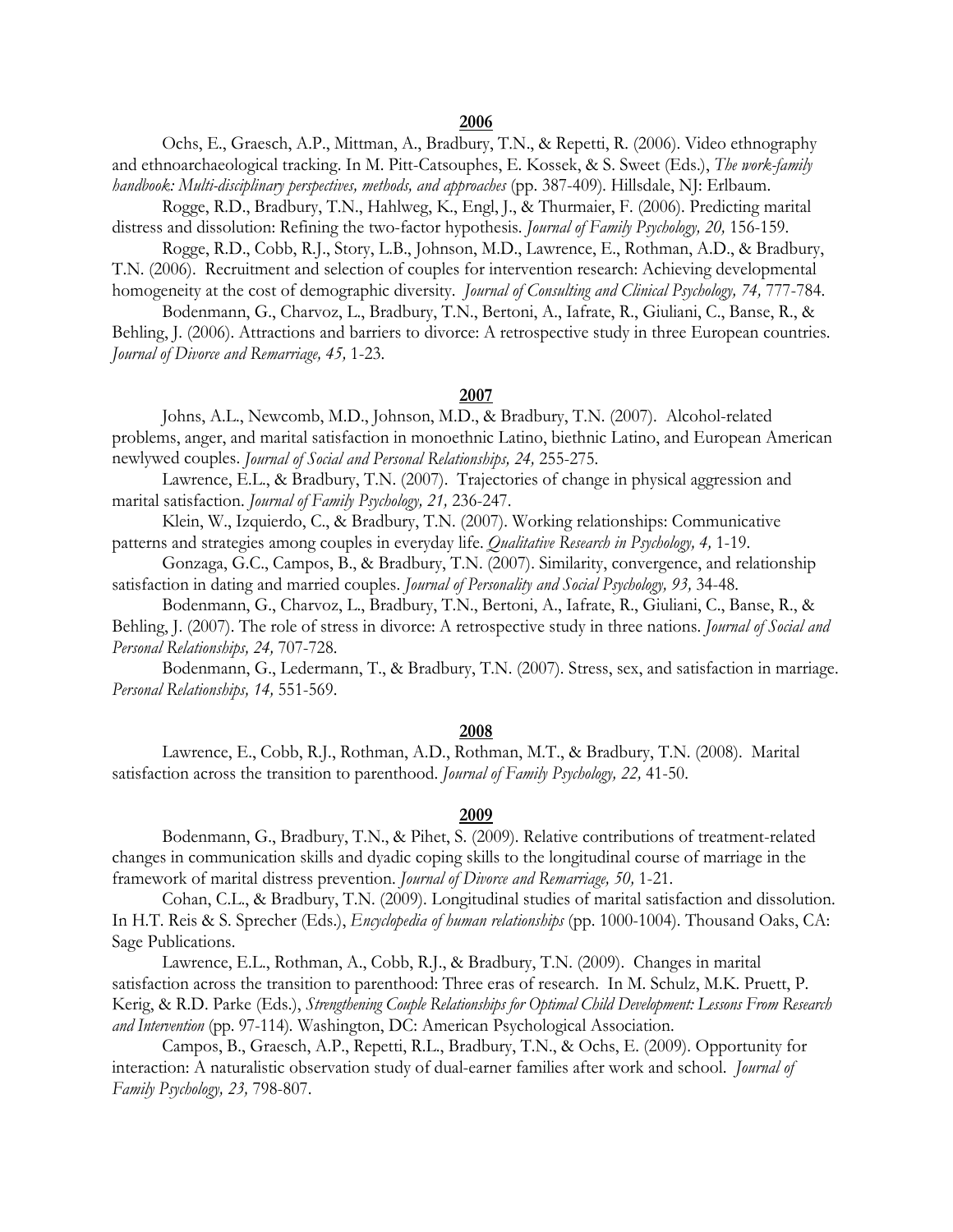**2006**

Ochs, E., Graesch, A.P., Mittman, A., Bradbury, T.N., & Repetti, R. (2006). Video ethnography and ethnoarchaeological tracking. In M. Pitt-Catsouphes, E. Kossek, & S. Sweet (Eds.), *The work-family handbook: Multi-disciplinary perspectives, methods, and approaches* (pp. 387-409). Hillsdale, NJ: Erlbaum.

Rogge, R.D., Bradbury, T.N., Hahlweg, K., Engl, J., & Thurmaier, F. (2006). Predicting marital distress and dissolution: Refining the two-factor hypothesis. *Journal of Family Psychology, 20,* 156-159.

Rogge, R.D., Cobb, R.J., Story, L.B., Johnson, M.D., Lawrence, E., Rothman, A.D., & Bradbury, T.N. (2006). Recruitment and selection of couples for intervention research: Achieving developmental homogeneity at the cost of demographic diversity. *Journal of Consulting and Clinical Psychology, 74,* 777-784.

Bodenmann, G., Charvoz, L., Bradbury, T.N., Bertoni, A., Iafrate, R., Giuliani, C., Banse, R., & Behling, J. (2006). Attractions and barriers to divorce: A retrospective study in three European countries. *Journal of Divorce and Remarriage, 45,* 1-23.

**2007**

Johns, A.L., Newcomb, M.D., Johnson, M.D., & Bradbury, T.N. (2007). Alcohol-related problems, anger, and marital satisfaction in monoethnic Latino, biethnic Latino, and European American newlywed couples. *Journal of Social and Personal Relationships, 24,* 255-275.

Lawrence, E.L., & Bradbury, T.N. (2007). Trajectories of change in physical aggression and marital satisfaction. *Journal of Family Psychology, 21,* 236-247.

Klein, W., Izquierdo, C., & Bradbury, T.N. (2007). Working relationships: Communicative patterns and strategies among couples in everyday life. *Qualitative Research in Psychology, 4,* 1-19.

Gonzaga, G.C., Campos, B., & Bradbury, T.N. (2007). Similarity, convergence, and relationship satisfaction in dating and married couples. *Journal of Personality and Social Psychology, 93,* 34-48.

Bodenmann, G., Charvoz, L., Bradbury, T.N., Bertoni, A., Iafrate, R., Giuliani, C., Banse, R., & Behling, J. (2007). The role of stress in divorce: A retrospective study in three nations. *Journal of Social and Personal Relationships, 24,* 707-728.

Bodenmann, G., Ledermann, T., & Bradbury, T.N. (2007). Stress, sex, and satisfaction in marriage. *Personal Relationships, 14,* 551-569.

**2008**

Lawrence, E., Cobb, R.J., Rothman, A.D., Rothman, M.T., & Bradbury, T.N. (2008). Marital satisfaction across the transition to parenthood. *Journal of Family Psychology, 22,* 41-50.

**2009**

Bodenmann, G., Bradbury, T.N., & Pihet, S. (2009). Relative contributions of treatment-related changes in communication skills and dyadic coping skills to the longitudinal course of marriage in the framework of marital distress prevention. *Journal of Divorce and Remarriage, 50,* 1-21.

Cohan, C.L., & Bradbury, T.N. (2009). Longitudinal studies of marital satisfaction and dissolution. In H.T. Reis & S. Sprecher (Eds.), *Encyclopedia of human relationships* (pp. 1000-1004). Thousand Oaks, CA: Sage Publications.

Lawrence, E.L., Rothman, A., Cobb, R.J., & Bradbury, T.N. (2009). Changes in marital satisfaction across the transition to parenthood: Three eras of research. In M. Schulz, M.K. Pruett, P. Kerig, & R.D. Parke (Eds.), *Strengthening Couple Relationships for Optimal Child Development: Lessons From Research and Intervention* (pp. 97-114). Washington, DC: American Psychological Association.

Campos, B., Graesch, A.P., Repetti, R.L., Bradbury, T.N., & Ochs, E. (2009). Opportunity for interaction: A naturalistic observation study of dual-earner families after work and school. *Journal of Family Psychology, 23,* 798-807.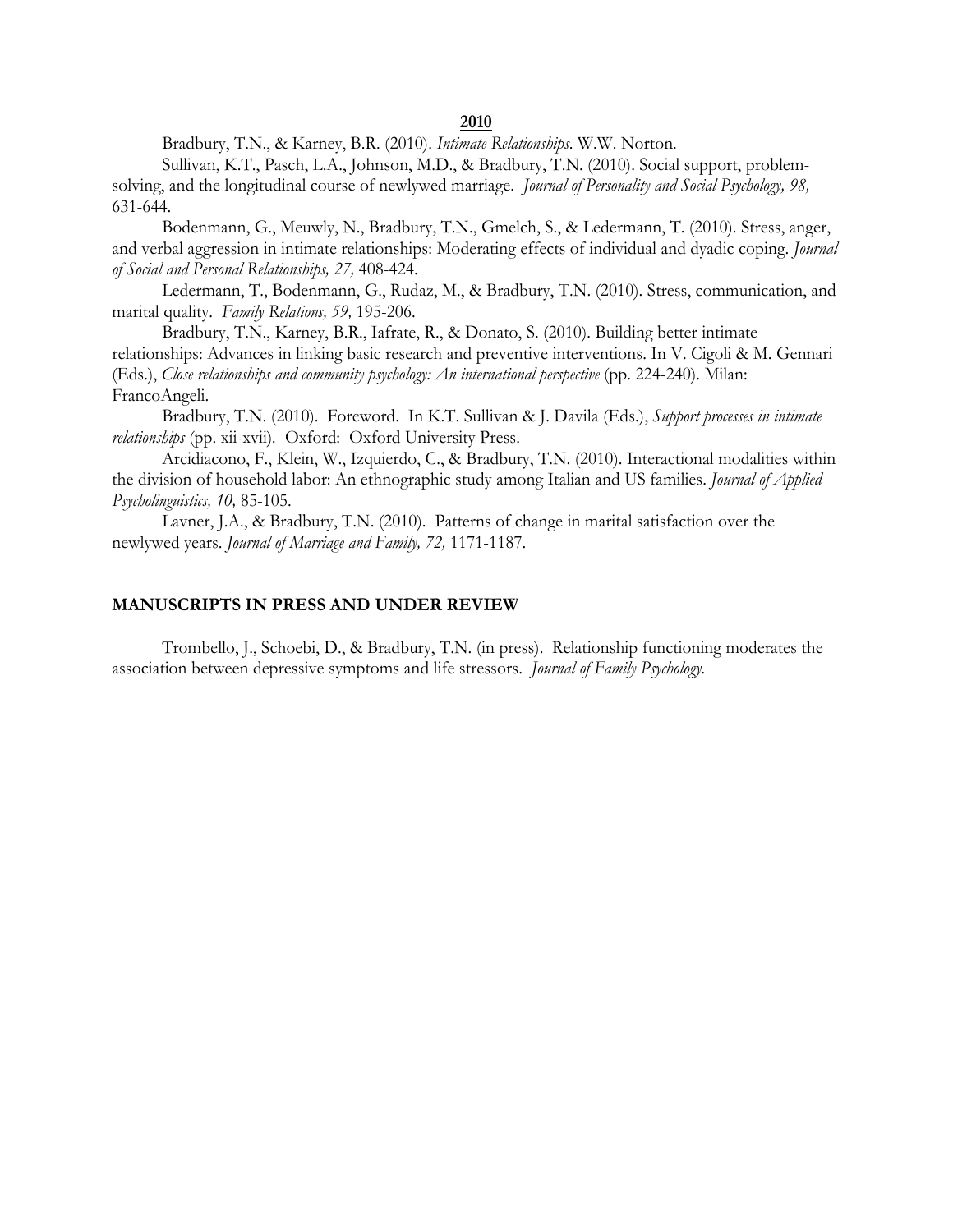**2010**

Bradbury, T.N., & Karney, B.R. (2010). *Intimate Relationships*. W.W. Norton.

Sullivan, K.T., Pasch, L.A., Johnson, M.D., & Bradbury, T.N. (2010). Social support, problem-solving, and the longitudinal course of newlywed marriage. *Journal of Personality and Social Psychology, 98,* 631-644.

Bodenmann, G., Meuwly, N., Bradbury, T.N., Gmelch, S., & Ledermann, T. (2010). Stress, anger, and verbal aggression in intimate relationships: Moderating effects of individual and dyadic coping. *Journal of Social and Personal Relationships, 27,* 408-424.

Ledermann, T., Bodenmann, G., Rudaz, M., & Bradbury, T.N. (2010). Stress, communication, and marital quality. *Family Relations, 59,* 195-206.

Bradbury, T.N., Karney, B.R., Iafrate, R., & Donato, S. (2010). Building better intimate relationships: Advances in linking basic research and preventive interventions. In V. Cigoli & M. Gennari (Eds.), *Close relationships and community psychology: An international perspective* (pp. 224-240). Milan: FrancoAngeli.

Bradbury, T.N. (2010). Foreword. In K.T. Sullivan & J. Davila (Eds.), *Support processes in intimate relationships* (pp. xii-xvii). Oxford: Oxford University Press.

Arcidiacono, F., Klein, W., Izquierdo, C., & Bradbury, T.N. (2010). Interactional modalities within the division of household labor: An ethnographic study among Italian and US families. *Journal of Applied Psycholinguistics, 10,* 85-105.

Lavner, J.A., & Bradbury, T.N. (2010). Patterns of change in marital satisfaction over the newlywed years. *Journal of Marriage and Family, 72,* 1171-1187.

## MANUSCRIPTS IN PRESS AND UNDER REVIEW

Trombello, J., Schoebi, D., & Bradbury, T.N. (in press). Relationship functioning moderates the association between depressive symptoms and life stressors. *Journal of Family Psychology.*